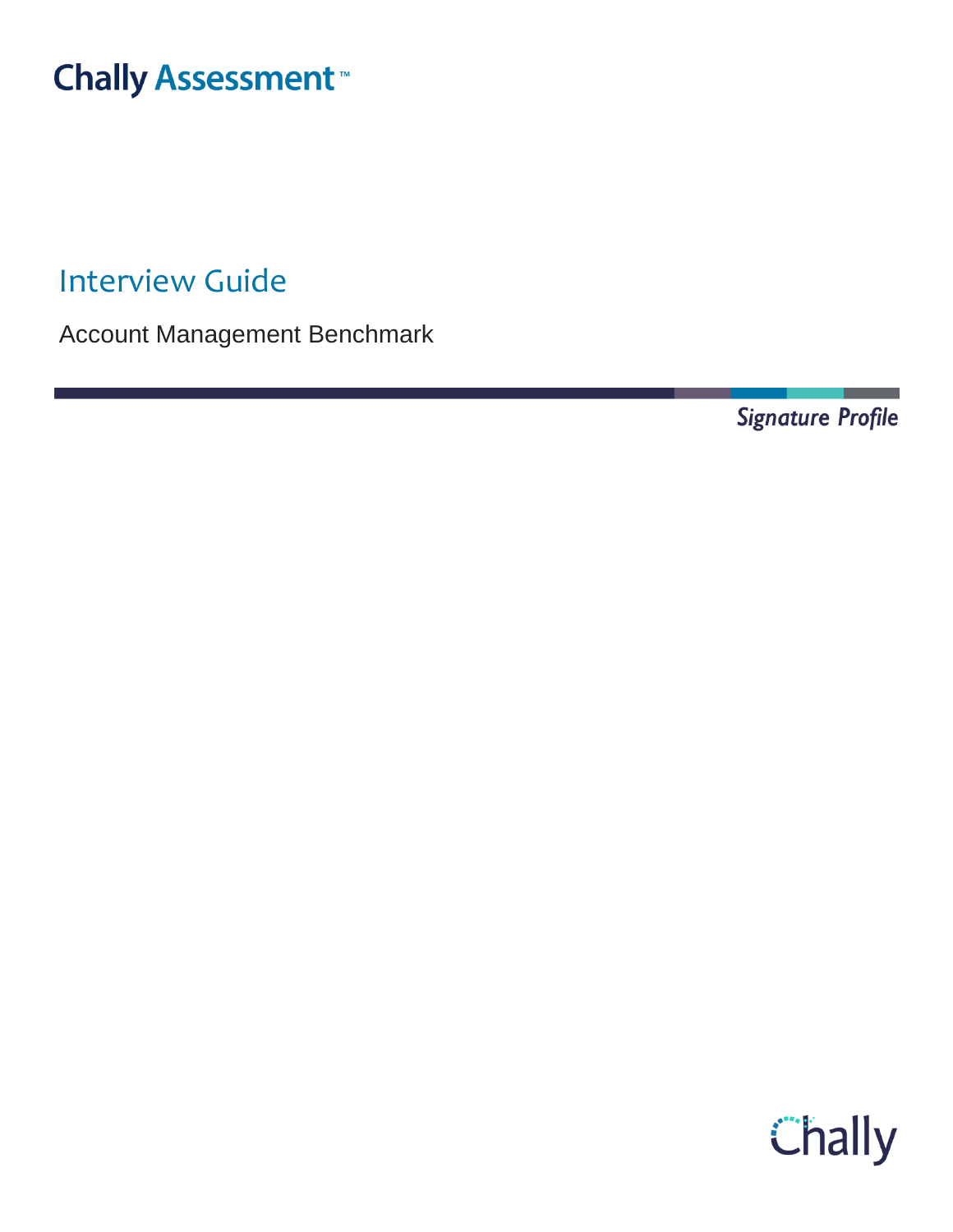Chally Assessment™

# Interview Guide

Account Management Benchmark

*Signature Profile*

Chally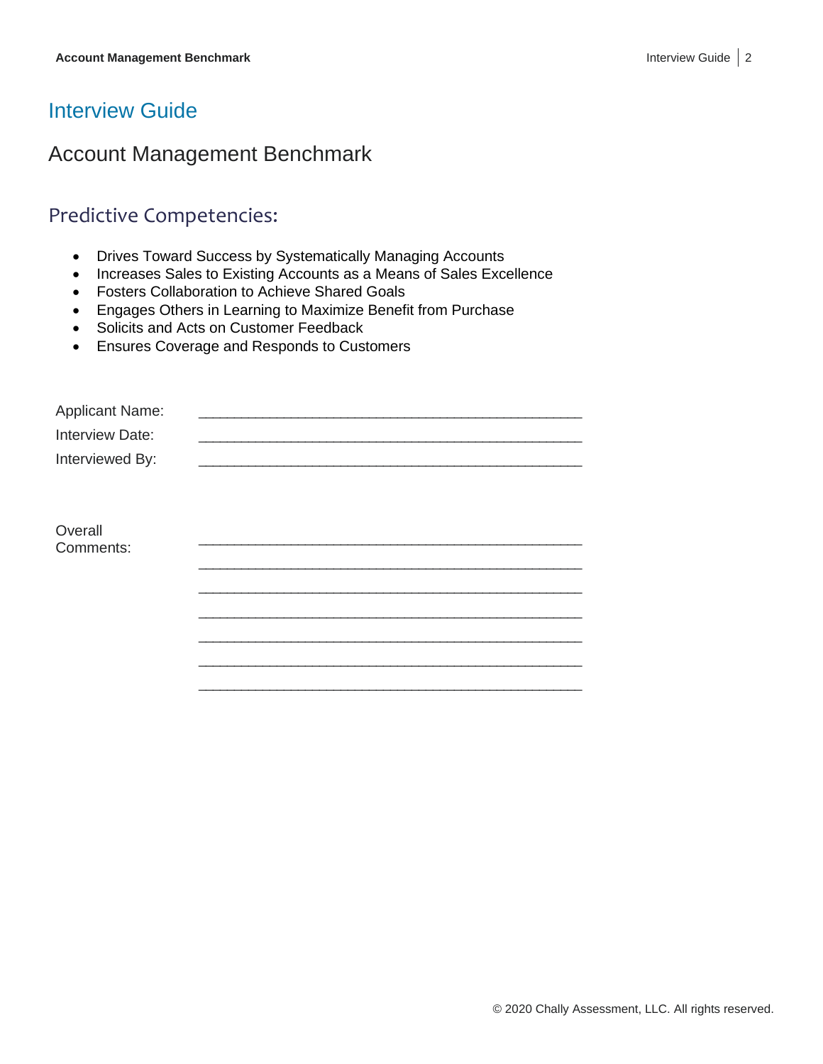# Interview Guide

## Account Management Benchmark

### Predictive Competencies:

- Drives Toward Success by Systematically Managing Accounts
- Increases Sales to Existing Accounts as a Means of Sales Excellence
- Fosters Collaboration to Achieve Shared Goals
- Engages Others in Learning to Maximize Benefit from Purchase
- Solicits and Acts on Customer Feedback
- Ensures Coverage and Responds to Customers

Applicant Name: ________________________________________________

Interview Date: ________________________________________________

Interviewed By: ________________________________________________

Overall Comments: ________________________________________________

________________________________________________

________________________________________________

________________________________________________

________________________________________________

________________________________________________

________________________________________________

© 2020 Chally Assessment, LLC. All rights reserved.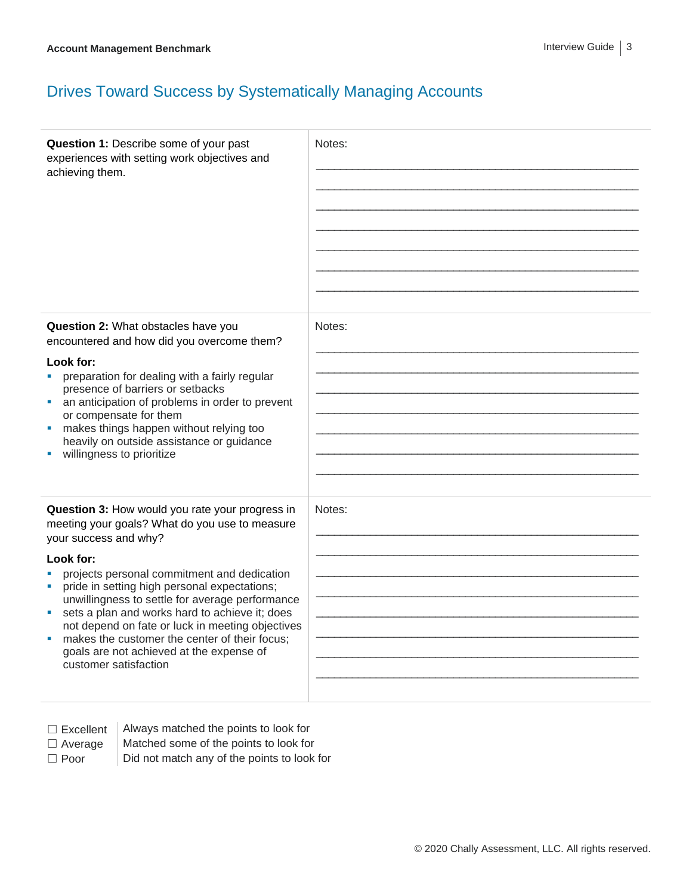## Drives Toward Success by Systematically Managing Accounts

| | |
|---|---|
| **Question 1:** Describe some of your past experiences with setting work objectives and achieving them. | Notes: |
| **Question 2:** What obstacles have you encountered and how did you overcome them?<br><br>**Look for:**<br>▪ preparation for dealing with a fairly regular presence of barriers or setbacks<br>▪ an anticipation of problems in order to prevent or compensate for them<br>▪ makes things happen without relying too heavily on outside assistance or guidance<br>▪ willingness to prioritize | Notes: |
| **Question 3:** How would you rate your progress in meeting your goals? What do you use to measure your success and why?<br><br>**Look for:**<br>▪ projects personal commitment and dedication<br>▪ pride in setting high personal expectations; unwillingness to settle for average performance<br>▪ sets a plan and works hard to achieve it; does not depend on fate or luck in meeting objectives<br>▪ makes the customer the center of their focus; goals are not achieved at the expense of customer satisfaction | Notes: |

| | |
|---|---|
| ☐ Excellent | Always matched the points to look for |
| ☐ Average | Matched some of the points to look for |
| ☐ Poor | Did not match any of the points to look for |

© 2020 Chally Assessment, LLC. All rights reserved.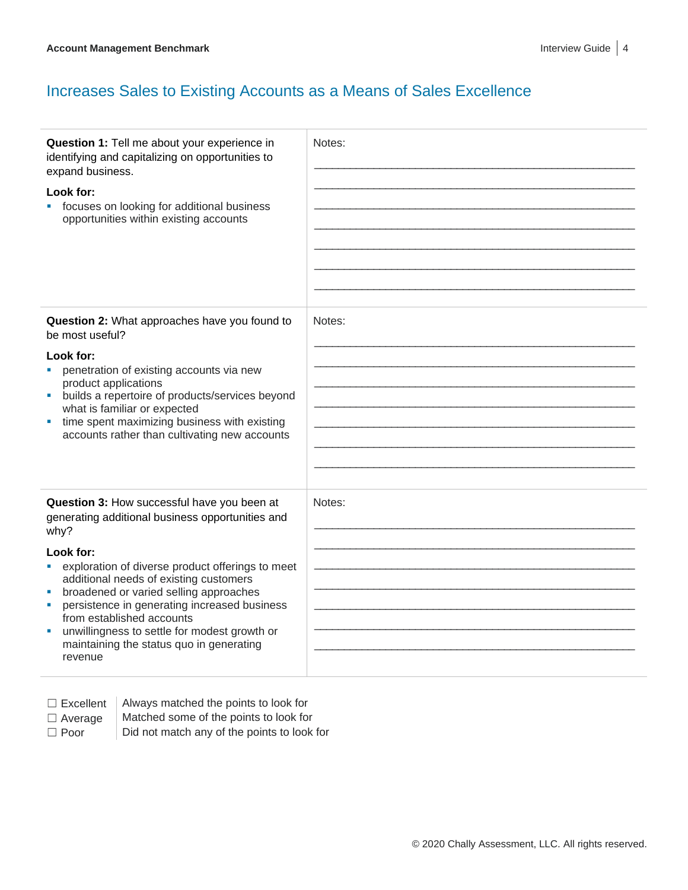## Increases Sales to Existing Accounts as a Means of Sales Excellence

| | |
|---|---|
| **Question 1:** Tell me about your experience in identifying and capitalizing on opportunities to expand business.<br><br>**Look for:**<br>▪ focuses on looking for additional business opportunities within existing accounts | Notes: |
| **Question 2:** What approaches have you found to be most useful?<br><br>**Look for:**<br>▪ penetration of existing accounts via new product applications<br>▪ builds a repertoire of products/services beyond what is familiar or expected<br>▪ time spent maximizing business with existing accounts rather than cultivating new accounts | Notes: |
| **Question 3:** How successful have you been at generating additional business opportunities and why?<br><br>**Look for:**<br>▪ exploration of diverse product offerings to meet additional needs of existing customers<br>▪ broadened or varied selling approaches<br>▪ persistence in generating increased business from established accounts<br>▪ unwillingness to settle for modest growth or maintaining the status quo in generating revenue | Notes: |

| | |
|---|---|
| ☐ Excellent | Always matched the points to look for |
| ☐ Average | Matched some of the points to look for |
| ☐ Poor | Did not match any of the points to look for |

© 2020 Chally Assessment, LLC. All rights reserved.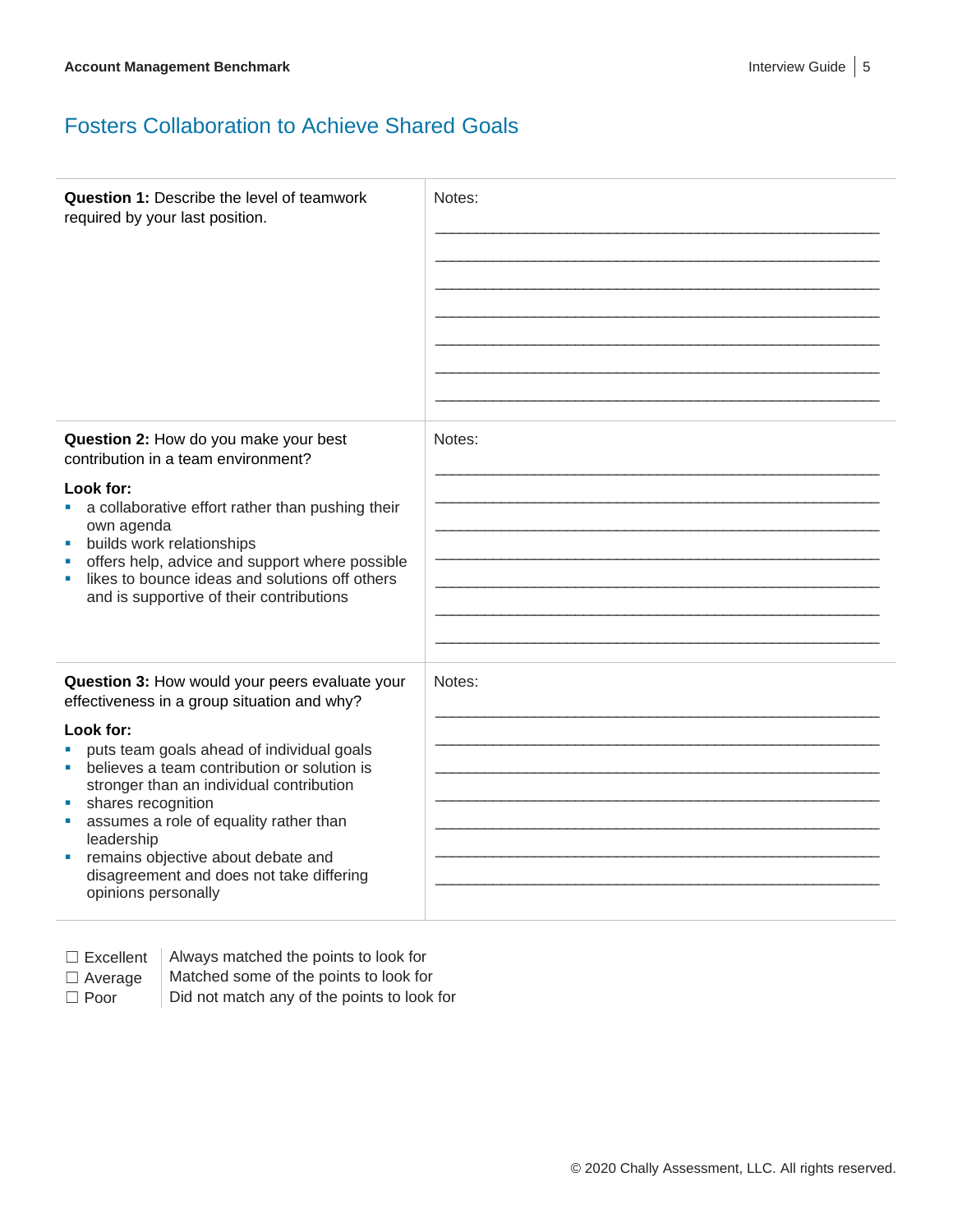## Fosters Collaboration to Achieve Shared Goals

| | |
|---|---|
| **Question 1:** Describe the level of teamwork required by your last position. | Notes:<br>______________________________<br>______________________________<br>______________________________<br>______________________________<br>______________________________<br>______________________________<br>______________________________ |
| **Question 2:** How do you make your best contribution in a team environment?<br><br>**Look for:**<br>▪ a collaborative effort rather than pushing their own agenda<br>▪ builds work relationships<br>▪ offers help, advice and support where possible<br>▪ likes to bounce ideas and solutions off others and is supportive of their contributions | Notes:<br>______________________________<br>______________________________<br>______________________________<br>______________________________<br>______________________________<br>______________________________<br>______________________________ |
| **Question 3:** How would your peers evaluate your effectiveness in a group situation and why?<br><br>**Look for:**<br>▪ puts team goals ahead of individual goals<br>▪ believes a team contribution or solution is stronger than an individual contribution<br>▪ shares recognition<br>▪ assumes a role of equality rather than leadership<br>▪ remains objective about debate and disagreement and does not take differing opinions personally | Notes:<br>______________________________<br>______________________________<br>______________________________<br>______________________________<br>______________________________<br>______________________________<br>______________________________ |

| | |
|---|---|
| ☐ Excellent | Always matched the points to look for |
| ☐ Average | Matched some of the points to look for |
| ☐ Poor | Did not match any of the points to look for |

© 2020 Chally Assessment, LLC. All rights reserved.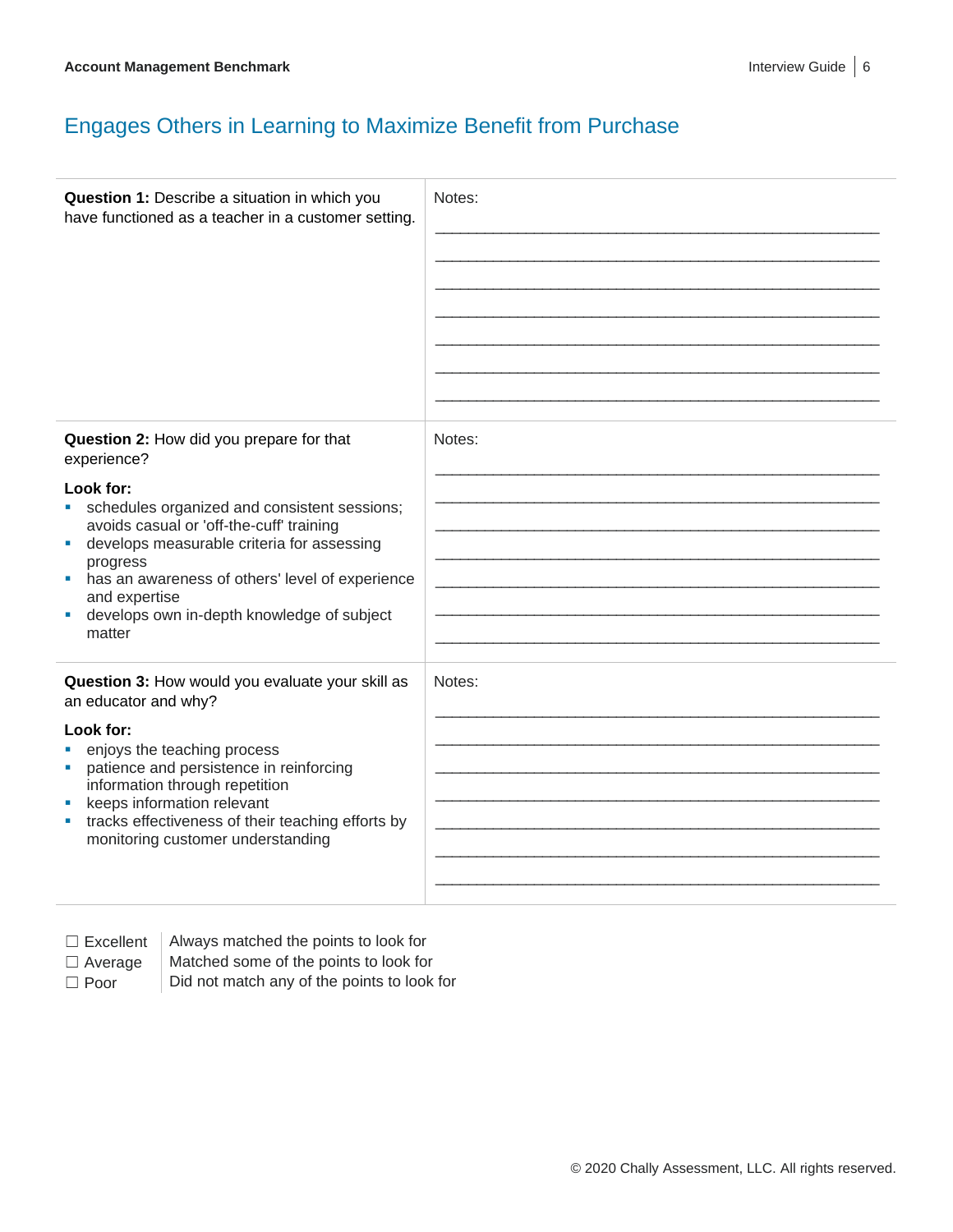## Engages Others in Learning to Maximize Benefit from Purchase

| | |
|---|---|
| **Question 1:** Describe a situation in which you have functioned as a teacher in a customer setting. | Notes: |
| **Question 2:** How did you prepare for that experience?<br><br>**Look for:**<br>▪ schedules organized and consistent sessions; avoids casual or 'off-the-cuff' training<br>▪ develops measurable criteria for assessing progress<br>▪ has an awareness of others' level of experience and expertise<br>▪ develops own in-depth knowledge of subject matter | Notes: |
| **Question 3:** How would you evaluate your skill as an educator and why?<br><br>**Look for:**<br>▪ enjoys the teaching process<br>▪ patience and persistence in reinforcing information through repetition<br>▪ keeps information relevant<br>▪ tracks effectiveness of their teaching efforts by monitoring customer understanding | Notes: |

| | |
|---|---|
| ☐ Excellent | Always matched the points to look for |
| ☐ Average | Matched some of the points to look for |
| ☐ Poor | Did not match any of the points to look for |

© 2020 Chally Assessment, LLC. All rights reserved.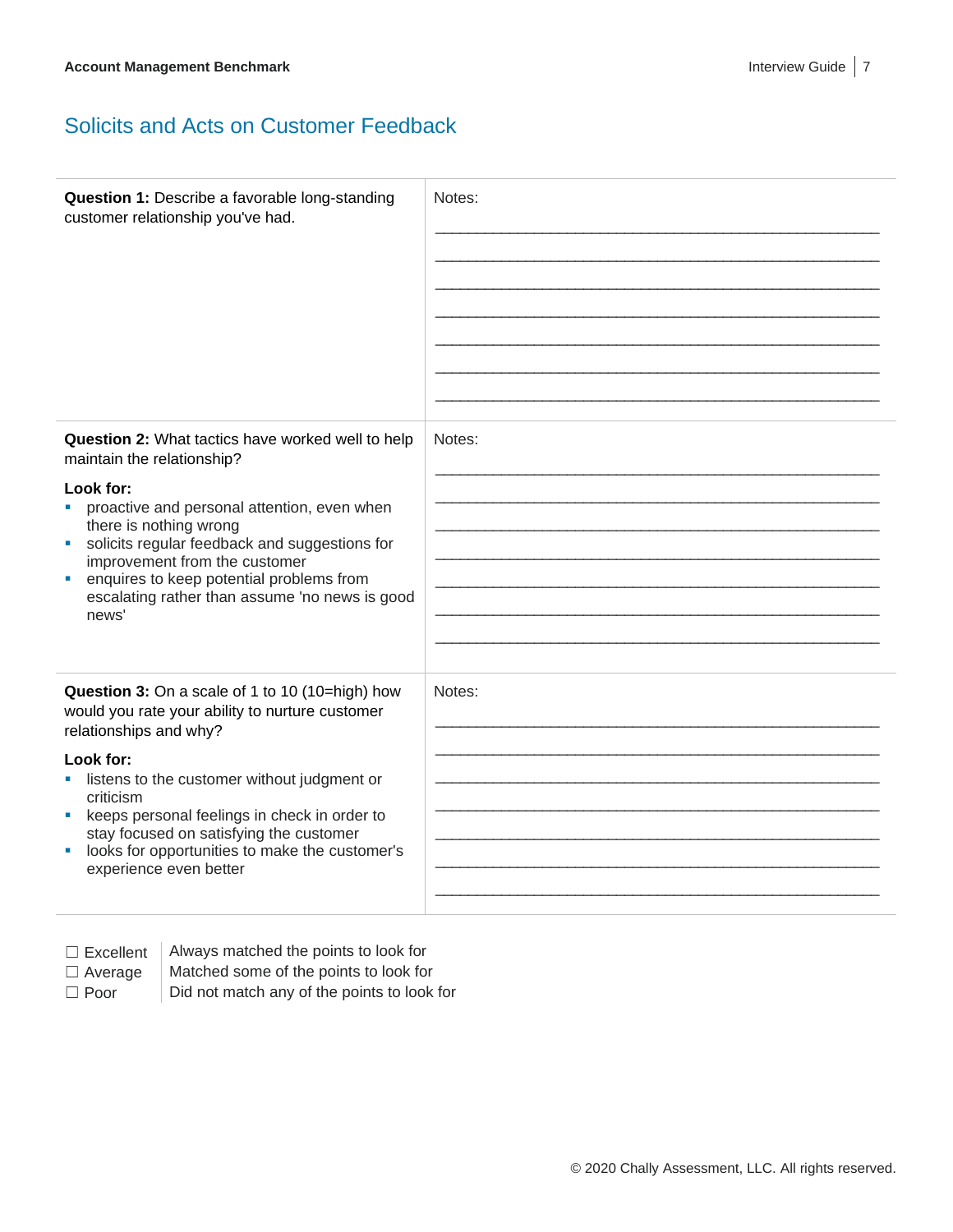## Solicits and Acts on Customer Feedback

| | |
|---|---|
| **Question 1:** Describe a favorable long-standing customer relationship you've had. | Notes:<br>\_\_\_\_\_\_\_\_\_\_\_\_\_\_\_\_\_\_\_\_\_\_\_\_\_\_\_\_\_\_\_\_\_\_\_\_\_\_\_\_\_\_\_\_<br>\_\_\_\_\_\_\_\_\_\_\_\_\_\_\_\_\_\_\_\_\_\_\_\_\_\_\_\_\_\_\_\_\_\_\_\_\_\_\_\_\_\_\_\_<br>\_\_\_\_\_\_\_\_\_\_\_\_\_\_\_\_\_\_\_\_\_\_\_\_\_\_\_\_\_\_\_\_\_\_\_\_\_\_\_\_\_\_\_\_<br>\_\_\_\_\_\_\_\_\_\_\_\_\_\_\_\_\_\_\_\_\_\_\_\_\_\_\_\_\_\_\_\_\_\_\_\_\_\_\_\_\_\_\_\_<br>\_\_\_\_\_\_\_\_\_\_\_\_\_\_\_\_\_\_\_\_\_\_\_\_\_\_\_\_\_\_\_\_\_\_\_\_\_\_\_\_\_\_\_\_<br>\_\_\_\_\_\_\_\_\_\_\_\_\_\_\_\_\_\_\_\_\_\_\_\_\_\_\_\_\_\_\_\_\_\_\_\_\_\_\_\_\_\_\_\_<br>\_\_\_\_\_\_\_\_\_\_\_\_\_\_\_\_\_\_\_\_\_\_\_\_\_\_\_\_\_\_\_\_\_\_\_\_\_\_\_\_\_\_\_\_ |
| **Question 2:** What tactics have worked well to help maintain the relationship?<br><br>**Look for:**<br>▪ proactive and personal attention, even when there is nothing wrong<br>▪ solicits regular feedback and suggestions for improvement from the customer<br>▪ enquires to keep potential problems from escalating rather than assume 'no news is good news' | Notes:<br>\_\_\_\_\_\_\_\_\_\_\_\_\_\_\_\_\_\_\_\_\_\_\_\_\_\_\_\_\_\_\_\_\_\_\_\_\_\_\_\_\_\_\_\_<br>\_\_\_\_\_\_\_\_\_\_\_\_\_\_\_\_\_\_\_\_\_\_\_\_\_\_\_\_\_\_\_\_\_\_\_\_\_\_\_\_\_\_\_\_<br>\_\_\_\_\_\_\_\_\_\_\_\_\_\_\_\_\_\_\_\_\_\_\_\_\_\_\_\_\_\_\_\_\_\_\_\_\_\_\_\_\_\_\_\_<br>\_\_\_\_\_\_\_\_\_\_\_\_\_\_\_\_\_\_\_\_\_\_\_\_\_\_\_\_\_\_\_\_\_\_\_\_\_\_\_\_\_\_\_\_<br>\_\_\_\_\_\_\_\_\_\_\_\_\_\_\_\_\_\_\_\_\_\_\_\_\_\_\_\_\_\_\_\_\_\_\_\_\_\_\_\_\_\_\_\_<br>\_\_\_\_\_\_\_\_\_\_\_\_\_\_\_\_\_\_\_\_\_\_\_\_\_\_\_\_\_\_\_\_\_\_\_\_\_\_\_\_\_\_\_\_<br>\_\_\_\_\_\_\_\_\_\_\_\_\_\_\_\_\_\_\_\_\_\_\_\_\_\_\_\_\_\_\_\_\_\_\_\_\_\_\_\_\_\_\_\_ |
| **Question 3:** On a scale of 1 to 10 (10=high) how would you rate your ability to nurture customer relationships and why?<br><br>**Look for:**<br>▪ listens to the customer without judgment or criticism<br>▪ keeps personal feelings in check in order to stay focused on satisfying the customer<br>▪ looks for opportunities to make the customer's experience even better | Notes:<br>\_\_\_\_\_\_\_\_\_\_\_\_\_\_\_\_\_\_\_\_\_\_\_\_\_\_\_\_\_\_\_\_\_\_\_\_\_\_\_\_\_\_\_\_<br>\_\_\_\_\_\_\_\_\_\_\_\_\_\_\_\_\_\_\_\_\_\_\_\_\_\_\_\_\_\_\_\_\_\_\_\_\_\_\_\_\_\_\_\_<br>\_\_\_\_\_\_\_\_\_\_\_\_\_\_\_\_\_\_\_\_\_\_\_\_\_\_\_\_\_\_\_\_\_\_\_\_\_\_\_\_\_\_\_\_<br>\_\_\_\_\_\_\_\_\_\_\_\_\_\_\_\_\_\_\_\_\_\_\_\_\_\_\_\_\_\_\_\_\_\_\_\_\_\_\_\_\_\_\_\_<br>\_\_\_\_\_\_\_\_\_\_\_\_\_\_\_\_\_\_\_\_\_\_\_\_\_\_\_\_\_\_\_\_\_\_\_\_\_\_\_\_\_\_\_\_<br>\_\_\_\_\_\_\_\_\_\_\_\_\_\_\_\_\_\_\_\_\_\_\_\_\_\_\_\_\_\_\_\_\_\_\_\_\_\_\_\_\_\_\_\_<br>\_\_\_\_\_\_\_\_\_\_\_\_\_\_\_\_\_\_\_\_\_\_\_\_\_\_\_\_\_\_\_\_\_\_\_\_\_\_\_\_\_\_\_\_ |

| | |
|---|---|
| ☐ Excellent | Always matched the points to look for |
| ☐ Average | Matched some of the points to look for |
| ☐ Poor | Did not match any of the points to look for |

© 2020 Chally Assessment, LLC. All rights reserved.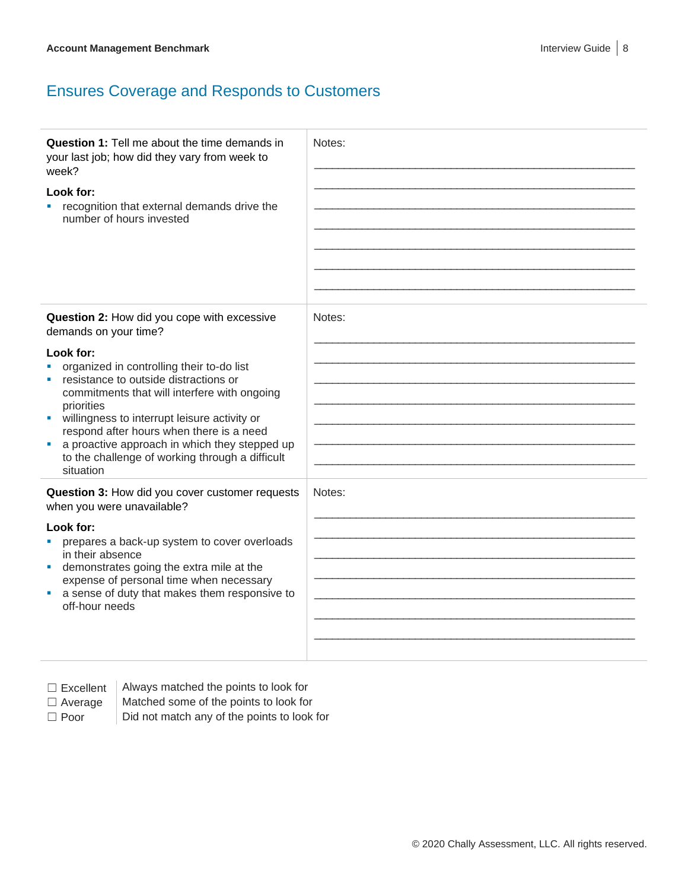## Ensures Coverage and Responds to Customers

| | |
|---|---|
| **Question 1:** Tell me about the time demands in your last job; how did they vary from week to week?<br><br>**Look for:**<br>▪ recognition that external demands drive the number of hours invested | Notes: |
| **Question 2:** How did you cope with excessive demands on your time?<br><br>**Look for:**<br>▪ organized in controlling their to-do list<br>▪ resistance to outside distractions or commitments that will interfere with ongoing priorities<br>▪ willingness to interrupt leisure activity or respond after hours when there is a need<br>▪ a proactive approach in which they stepped up to the challenge of working through a difficult situation | Notes: |
| **Question 3:** How did you cover customer requests when you were unavailable?<br><br>**Look for:**<br>▪ prepares a back-up system to cover overloads in their absence<br>▪ demonstrates going the extra mile at the expense of personal time when necessary<br>▪ a sense of duty that makes them responsive to off-hour needs | Notes: |

| | |
|---|---|
| ☐ Excellent | Always matched the points to look for |
| ☐ Average | Matched some of the points to look for |
| ☐ Poor | Did not match any of the points to look for |

© 2020 Chally Assessment, LLC. All rights reserved.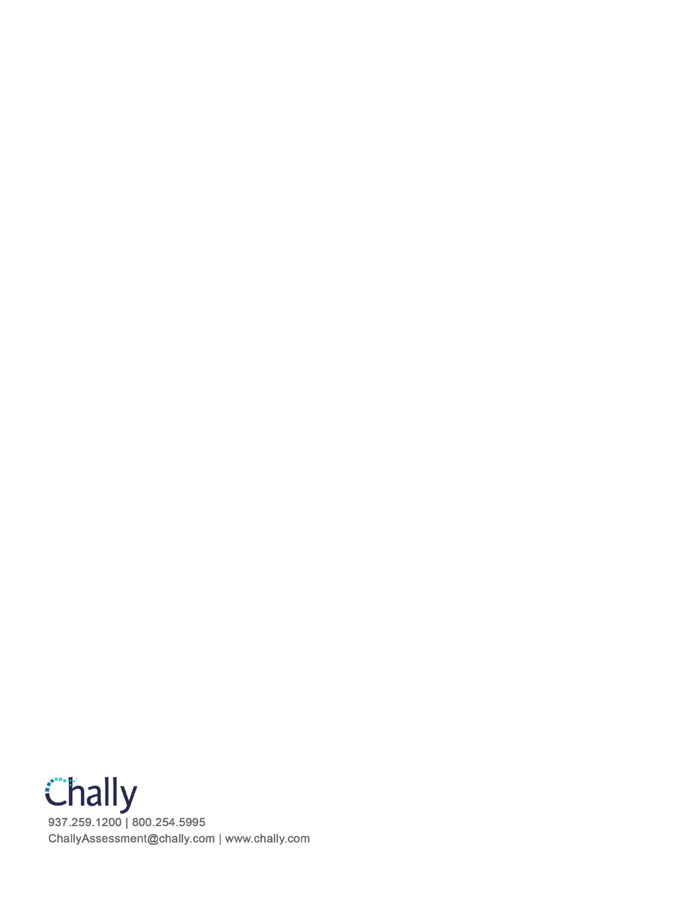Chally

937.259.1200 | 800.254.5995

ChallyAssessment@chally.com | www.chally.com